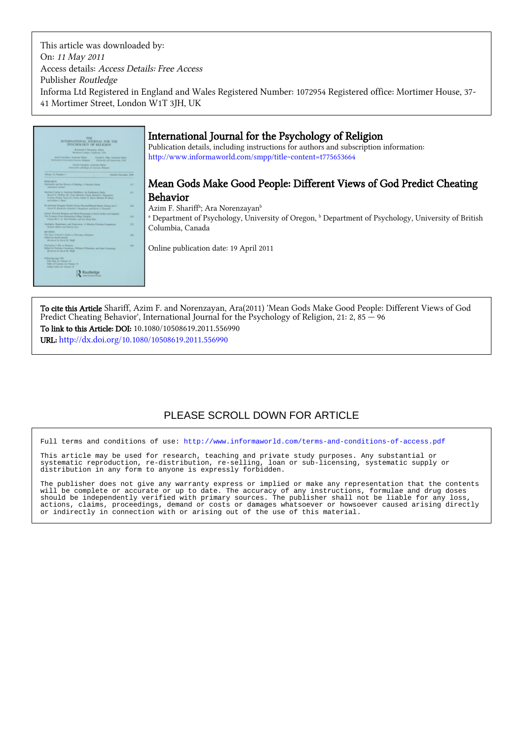This article was downloaded by:
On: *11 May 2011*
Access details: *Access Details: Free Access*
Publisher *Routledge*
Informa Ltd Registered in England and Wales Registered Number: 1072954 Registered office: Mortimer House, 37-41 Mortimer Street, London W1T 3JH, UK

# International Journal for the Psychology of Religion

Publication details, including instructions for authors and subscription information:
http://www.informaworld.com/smpp/title~content=t775653664

## Mean Gods Make Good People: Different Views of God Predict Cheating Behavior

Azim F. Shariff[a]; Ara Norenzayan[b]

[a] Department of Psychology, University of Oregon, [b] Department of Psychology, University of British Columbia, Canada

Online publication date: 19 April 2011

**To cite this Article** Shariff, Azim F. and Norenzayan, Ara(2011) 'Mean Gods Make Good People: Different Views of God Predict Cheating Behavior', International Journal for the Psychology of Religion, 21: 2, 85 — 96

**To link to this Article: DOI:** 10.1080/10508619.2011.556990

**URL:** http://dx.doi.org/10.1080/10508619.2011.556990

PLEASE SCROLL DOWN FOR ARTICLE

Full terms and conditions of use: http://www.informaworld.com/terms-and-conditions-of-access.pdf

This article may be used for research, teaching and private study purposes. Any substantial or systematic reproduction, re-distribution, re-selling, loan or sub-licensing, systematic supply or distribution in any form to anyone is expressly forbidden.

The publisher does not give any warranty express or implied or make any representation that the contents will be complete or accurate or up to date. The accuracy of any instructions, formulae and drug doses should be independently verified with primary sources. The publisher shall not be liable for any loss, actions, claims, proceedings, demand or costs or damages whatsoever or howsoever caused arising directly or indirectly in connection with or arising out of the use of this material.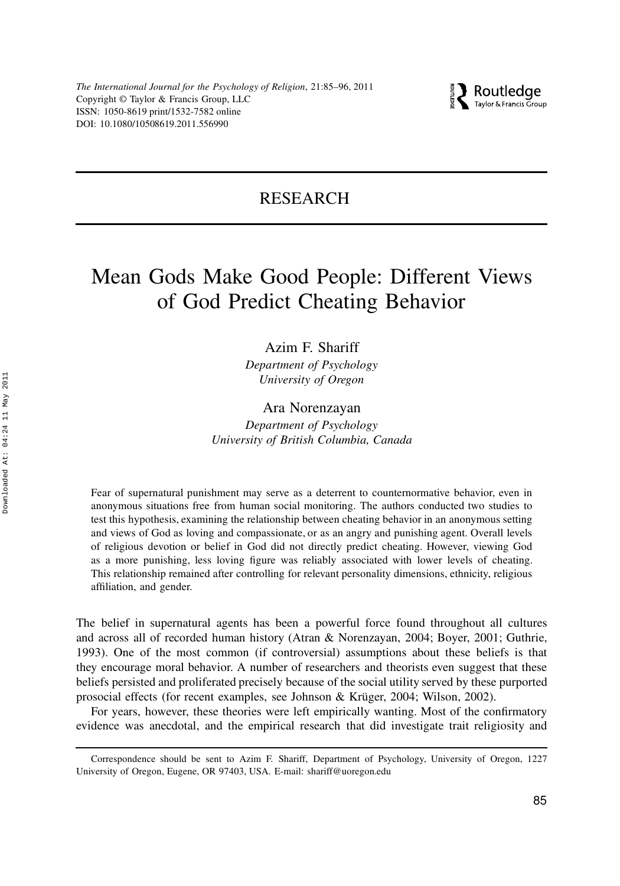The International Journal for the Psychology of Religion, 21:85–96, 2011
Copyright © Taylor & Francis Group, LLC
ISSN: 1050-8619 print/1532-7582 online
DOI: 10.1080/10508619.2011.556990

## RESEARCH

# Mean Gods Make Good People: Different Views of God Predict Cheating Behavior

Azim F. Shariff
*Department of Psychology*
*University of Oregon*

Ara Norenzayan
*Department of Psychology*
*University of British Columbia, Canada*

Fear of supernatural punishment may serve as a deterrent to counternormative behavior, even in anonymous situations free from human social monitoring. The authors conducted two studies to test this hypothesis, examining the relationship between cheating behavior in an anonymous setting and views of God as loving and compassionate, or as an angry and punishing agent. Overall levels of religious devotion or belief in God did not directly predict cheating. However, viewing God as a more punishing, less loving figure was reliably associated with lower levels of cheating. This relationship remained after controlling for relevant personality dimensions, ethnicity, religious affiliation, and gender.

The belief in supernatural agents has been a powerful force found throughout all cultures and across all of recorded human history (Atran & Norenzayan, 2004; Boyer, 2001; Guthrie, 1993). One of the most common (if controversial) assumptions about these beliefs is that they encourage moral behavior. A number of researchers and theorists even suggest that these beliefs persisted and proliferated precisely because of the social utility served by these purported prosocial effects (for recent examples, see Johnson & Krüger, 2004; Wilson, 2002).

For years, however, these theories were left empirically wanting. Most of the confirmatory evidence was anecdotal, and the empirical research that did investigate trait religiosity and

Correspondence should be sent to Azim F. Shariff, Department of Psychology, University of Oregon, 1227 University of Oregon, Eugene, OR 97403, USA. E-mail: shariff@uoregon.edu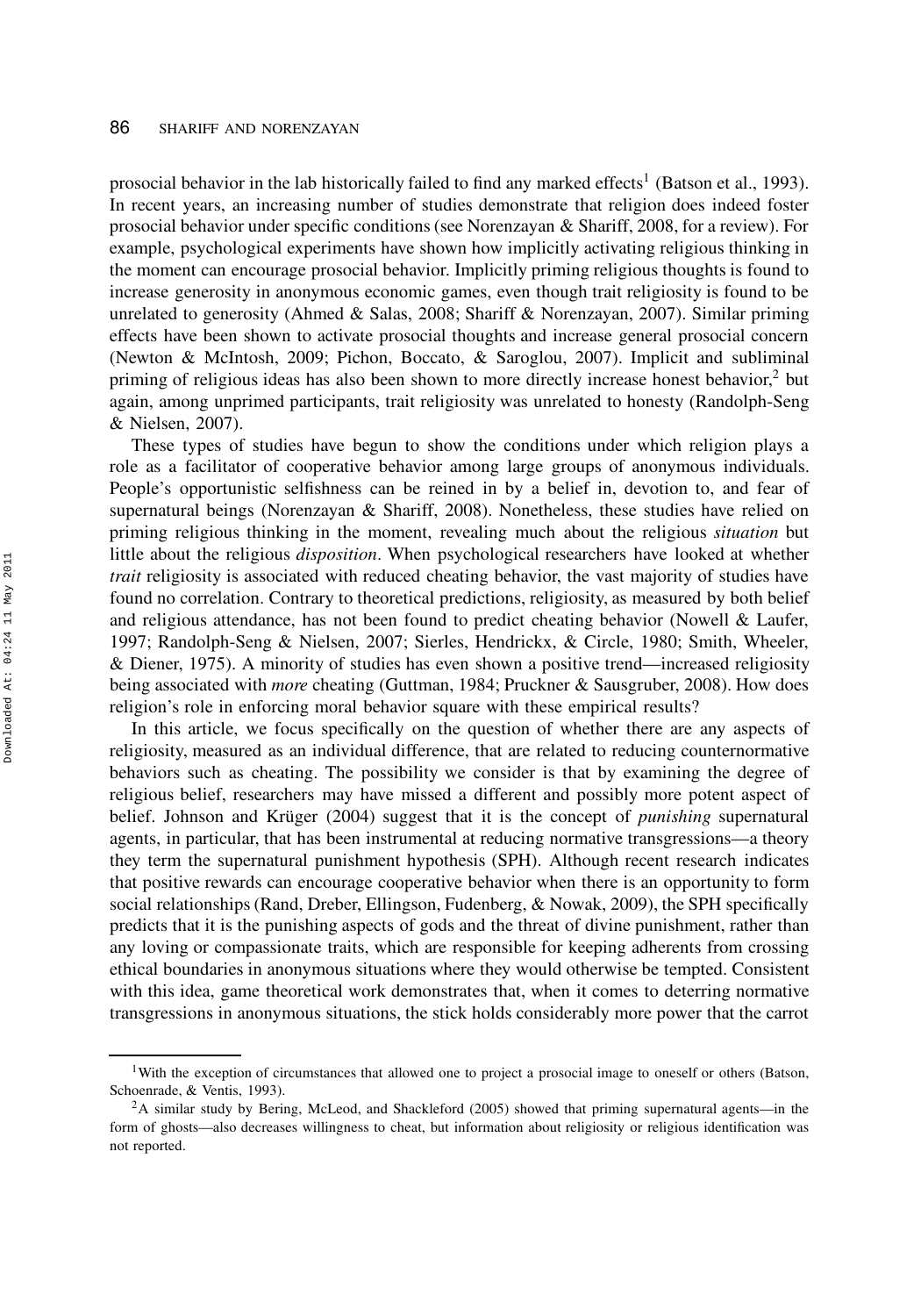prosocial behavior in the lab historically failed to find any marked effects[1] (Batson et al., 1993). In recent years, an increasing number of studies demonstrate that religion does indeed foster prosocial behavior under specific conditions (see Norenzayan & Shariff, 2008, for a review). For example, psychological experiments have shown how implicitly activating religious thinking in the moment can encourage prosocial behavior. Implicitly priming religious thoughts is found to increase generosity in anonymous economic games, even though trait religiosity is found to be unrelated to generosity (Ahmed & Salas, 2008; Shariff & Norenzayan, 2007). Similar priming effects have been shown to activate prosocial thoughts and increase general prosocial concern (Newton & McIntosh, 2009; Pichon, Boccato, & Saroglou, 2007). Implicit and subliminal priming of religious ideas has also been shown to more directly increase honest behavior,[2] but again, among unprimed participants, trait religiosity was unrelated to honesty (Randolph-Seng & Nielsen, 2007).

These types of studies have begun to show the conditions under which religion plays a role as a facilitator of cooperative behavior among large groups of anonymous individuals. People's opportunistic selfishness can be reined in by a belief in, devotion to, and fear of supernatural beings (Norenzayan & Shariff, 2008). Nonetheless, these studies have relied on priming religious thinking in the moment, revealing much about the religious *situation* but little about the religious *disposition*. When psychological researchers have looked at whether *trait* religiosity is associated with reduced cheating behavior, the vast majority of studies have found no correlation. Contrary to theoretical predictions, religiosity, as measured by both belief and religious attendance, has not been found to predict cheating behavior (Nowell & Laufer, 1997; Randolph-Seng & Nielsen, 2007; Sierles, Hendrickx, & Circle, 1980; Smith, Wheeler, & Diener, 1975). A minority of studies has even shown a positive trend—increased religiosity being associated with *more* cheating (Guttman, 1984; Pruckner & Sausgruber, 2008). How does religion's role in enforcing moral behavior square with these empirical results?

In this article, we focus specifically on the question of whether there are any aspects of religiosity, measured as an individual difference, that are related to reducing counternormative behaviors such as cheating. The possibility we consider is that by examining the degree of religious belief, researchers may have missed a different and possibly more potent aspect of belief. Johnson and Krüger (2004) suggest that it is the concept of *punishing* supernatural agents, in particular, that has been instrumental at reducing normative transgressions—a theory they term the supernatural punishment hypothesis (SPH). Although recent research indicates that positive rewards can encourage cooperative behavior when there is an opportunity to form social relationships (Rand, Dreber, Ellingson, Fudenberg, & Nowak, 2009), the SPH specifically predicts that it is the punishing aspects of gods and the threat of divine punishment, rather than any loving or compassionate traits, which are responsible for keeping adherents from crossing ethical boundaries in anonymous situations where they would otherwise be tempted. Consistent with this idea, game theoretical work demonstrates that, when it comes to deterring normative transgressions in anonymous situations, the stick holds considerably more power that the carrot

[1] With the exception of circumstances that allowed one to project a prosocial image to oneself or others (Batson, Schoenrade, & Ventis, 1993).

[2] A similar study by Bering, McLeod, and Shackleford (2005) showed that priming supernatural agents—in the form of ghosts—also decreases willingness to cheat, but information about religiosity or religious identification was not reported.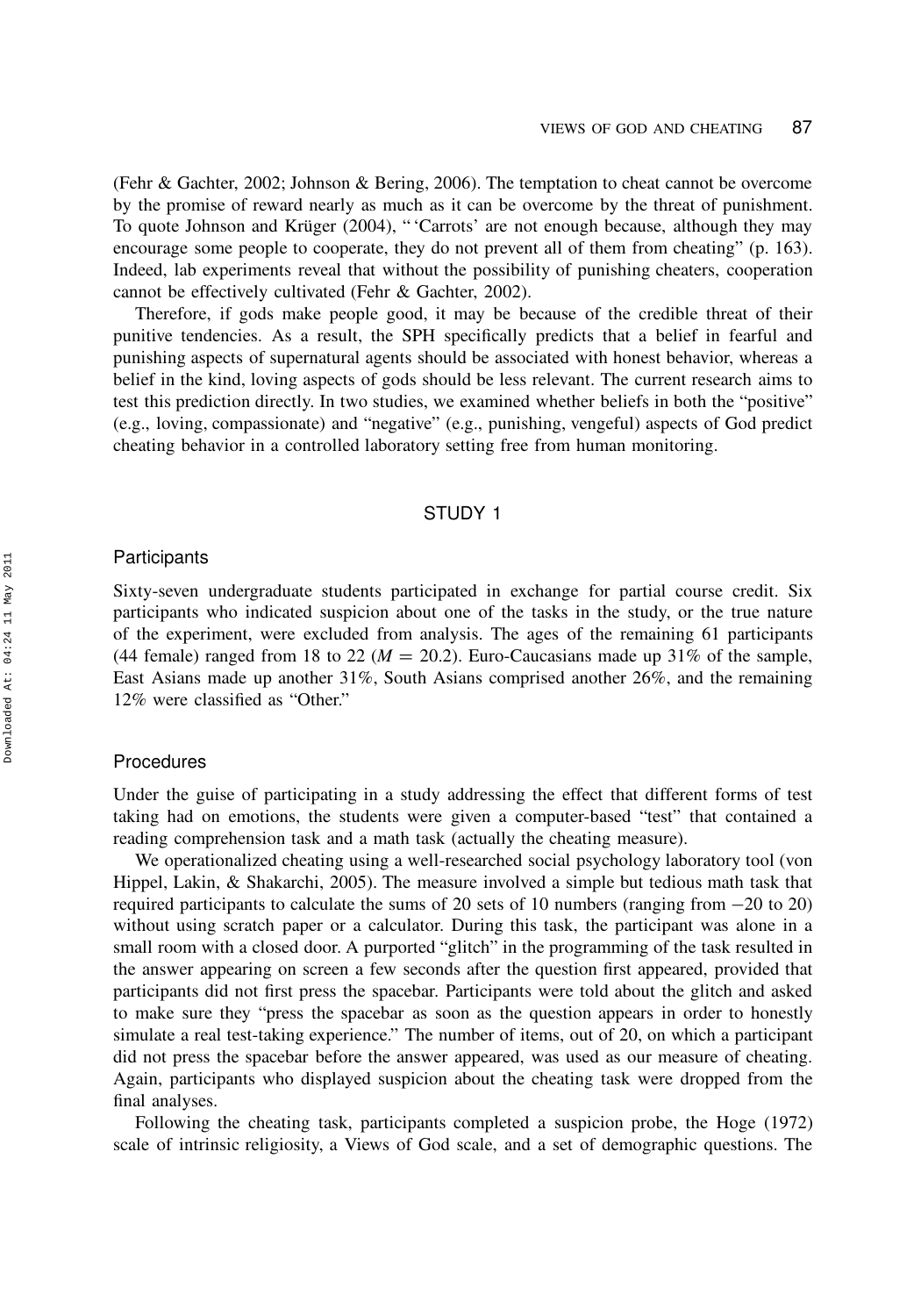(Fehr & Gachter, 2002; Johnson & Bering, 2006). The temptation to cheat cannot be overcome by the promise of reward nearly as much as it can be overcome by the threat of punishment. To quote Johnson and Krüger (2004), "'Carrots' are not enough because, although they may encourage some people to cooperate, they do not prevent all of them from cheating" (p. 163). Indeed, lab experiments reveal that without the possibility of punishing cheaters, cooperation cannot be effectively cultivated (Fehr & Gachter, 2002).

Therefore, if gods make people good, it may be because of the credible threat of their punitive tendencies. As a result, the SPH specifically predicts that a belief in fearful and punishing aspects of supernatural agents should be associated with honest behavior, whereas a belief in the kind, loving aspects of gods should be less relevant. The current research aims to test this prediction directly. In two studies, we examined whether beliefs in both the "positive" (e.g., loving, compassionate) and "negative" (e.g., punishing, vengeful) aspects of God predict cheating behavior in a controlled laboratory setting free from human monitoring.

## STUDY 1

### Participants

Sixty-seven undergraduate students participated in exchange for partial course credit. Six participants who indicated suspicion about one of the tasks in the study, or the true nature of the experiment, were excluded from analysis. The ages of the remaining 61 participants (44 female) ranged from 18 to 22 ($M = 20.2$). Euro-Caucasians made up 31% of the sample, East Asians made up another 31%, South Asians comprised another 26%, and the remaining 12% were classified as "Other."

### Procedures

Under the guise of participating in a study addressing the effect that different forms of test taking had on emotions, the students were given a computer-based "test" that contained a reading comprehension task and a math task (actually the cheating measure).

We operationalized cheating using a well-researched social psychology laboratory tool (von Hippel, Lakin, & Shakarchi, 2005). The measure involved a simple but tedious math task that required participants to calculate the sums of 20 sets of 10 numbers (ranging from $-20$ to 20) without using scratch paper or a calculator. During this task, the participant was alone in a small room with a closed door. A purported "glitch" in the programming of the task resulted in the answer appearing on screen a few seconds after the question first appeared, provided that participants did not first press the spacebar. Participants were told about the glitch and asked to make sure they "press the spacebar as soon as the question appears in order to honestly simulate a real test-taking experience." The number of items, out of 20, on which a participant did not press the spacebar before the answer appeared, was used as our measure of cheating. Again, participants who displayed suspicion about the cheating task were dropped from the final analyses.

Following the cheating task, participants completed a suspicion probe, the Hoge (1972) scale of intrinsic religiosity, a Views of God scale, and a set of demographic questions. The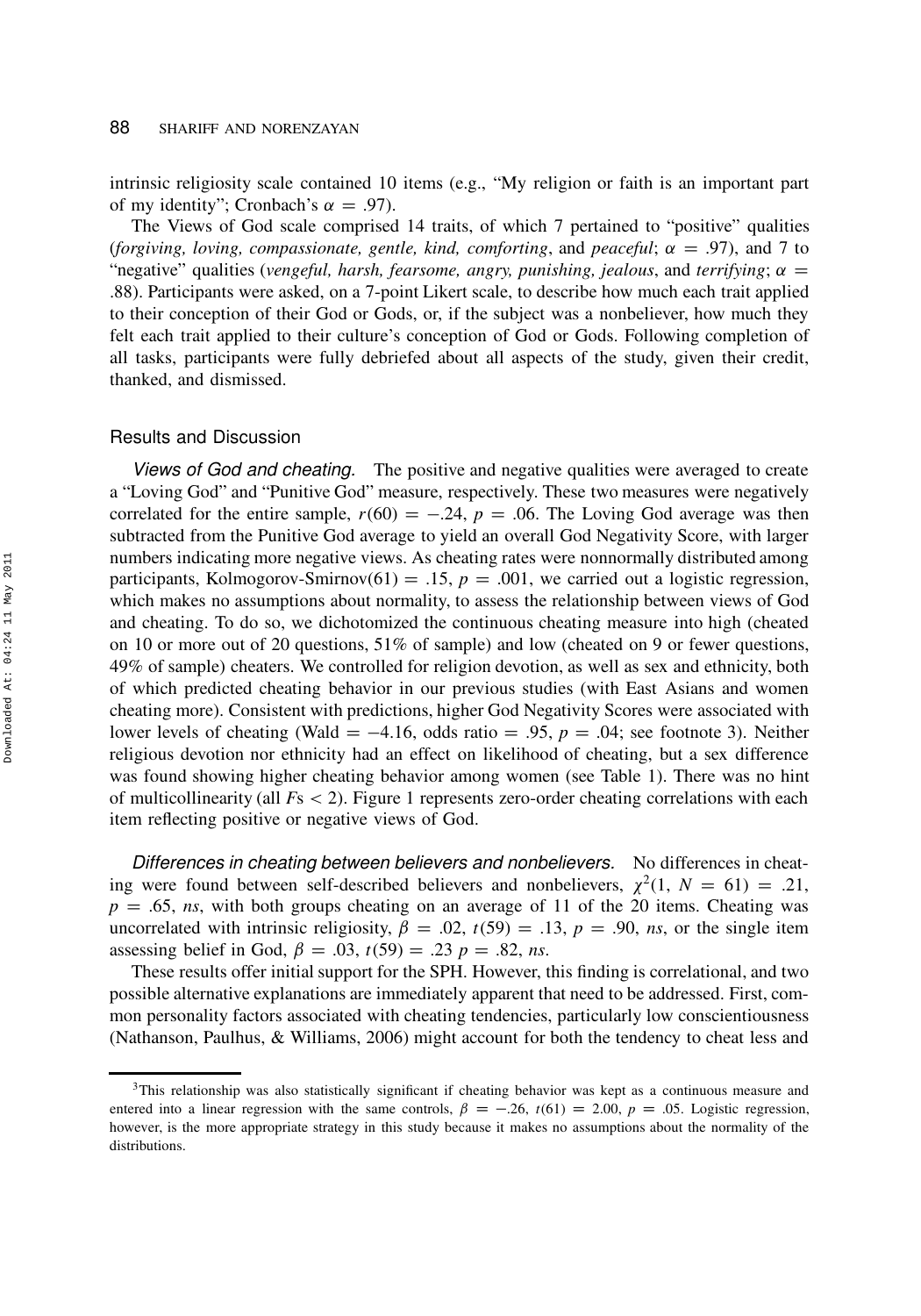intrinsic religiosity scale contained 10 items (e.g., "My religion or faith is an important part of my identity"; Cronbach's $\alpha = .97$).

The Views of God scale comprised 14 traits, of which 7 pertained to "positive" qualities (*forgiving, loving, compassionate, gentle, kind, comforting*, and *peaceful*; $\alpha = .97$), and 7 to "negative" qualities (*vengeful, harsh, fearsome, angry, punishing, jealous*, and *terrifying*; $\alpha = .88$). Participants were asked, on a 7-point Likert scale, to describe how much each trait applied to their conception of their God or Gods, or, if the subject was a nonbeliever, how much they felt each trait applied to their culture's conception of God or Gods. Following completion of all tasks, participants were fully debriefed about all aspects of the study, given their credit, thanked, and dismissed.

### Results and Discussion

*Views of God and cheating.* The positive and negative qualities were averaged to create a "Loving God" and "Punitive God" measure, respectively. These two measures were negatively correlated for the entire sample, $r(60) = -.24$, $p = .06$. The Loving God average was then subtracted from the Punitive God average to yield an overall God Negativity Score, with larger numbers indicating more negative views. As cheating rates were nonnormally distributed among participants, Kolmogorov-Smirnov(61) = .15, $p = .001$, we carried out a logistic regression, which makes no assumptions about normality, to assess the relationship between views of God and cheating. To do so, we dichotomized the continuous cheating measure into high (cheated on 10 or more out of 20 questions, 51% of sample) and low (cheated on 9 or fewer questions, 49% of sample) cheaters. We controlled for religion devotion, as well as sex and ethnicity, both of which predicted cheating behavior in our previous studies (with East Asians and women cheating more). Consistent with predictions, higher God Negativity Scores were associated with lower levels of cheating (Wald = −4.16, odds ratio = .95, $p = .04$; see footnote 3). Neither religious devotion nor ethnicity had an effect on likelihood of cheating, but a sex difference was found showing higher cheating behavior among women (see Table 1). There was no hint of multicollinearity (all $F$s < 2). Figure 1 represents zero-order cheating correlations with each item reflecting positive or negative views of God.

*Differences in cheating between believers and nonbelievers.* No differences in cheating were found between self-described believers and nonbelievers, $\chi^2(1, N = 61) = .21$, $p = .65$, *ns*, with both groups cheating on an average of 11 of the 20 items. Cheating was uncorrelated with intrinsic religiosity, $\beta = .02$, $t(59) = .13$, $p = .90$, *ns*, or the single item assessing belief in God, $\beta = .03$, $t(59) = .23$ $p = .82$, *ns*.

These results offer initial support for the SPH. However, this finding is correlational, and two possible alternative explanations are immediately apparent that need to be addressed. First, common personality factors associated with cheating tendencies, particularly low conscientiousness (Nathanson, Paulhus, & Williams, 2006) might account for both the tendency to cheat less and

[3] This relationship was also statistically significant if cheating behavior was kept as a continuous measure and entered into a linear regression with the same controls, $\beta = -.26$, $t(61) = 2.00$, $p = .05$. Logistic regression, however, is the more appropriate strategy in this study because it makes no assumptions about the normality of the distributions.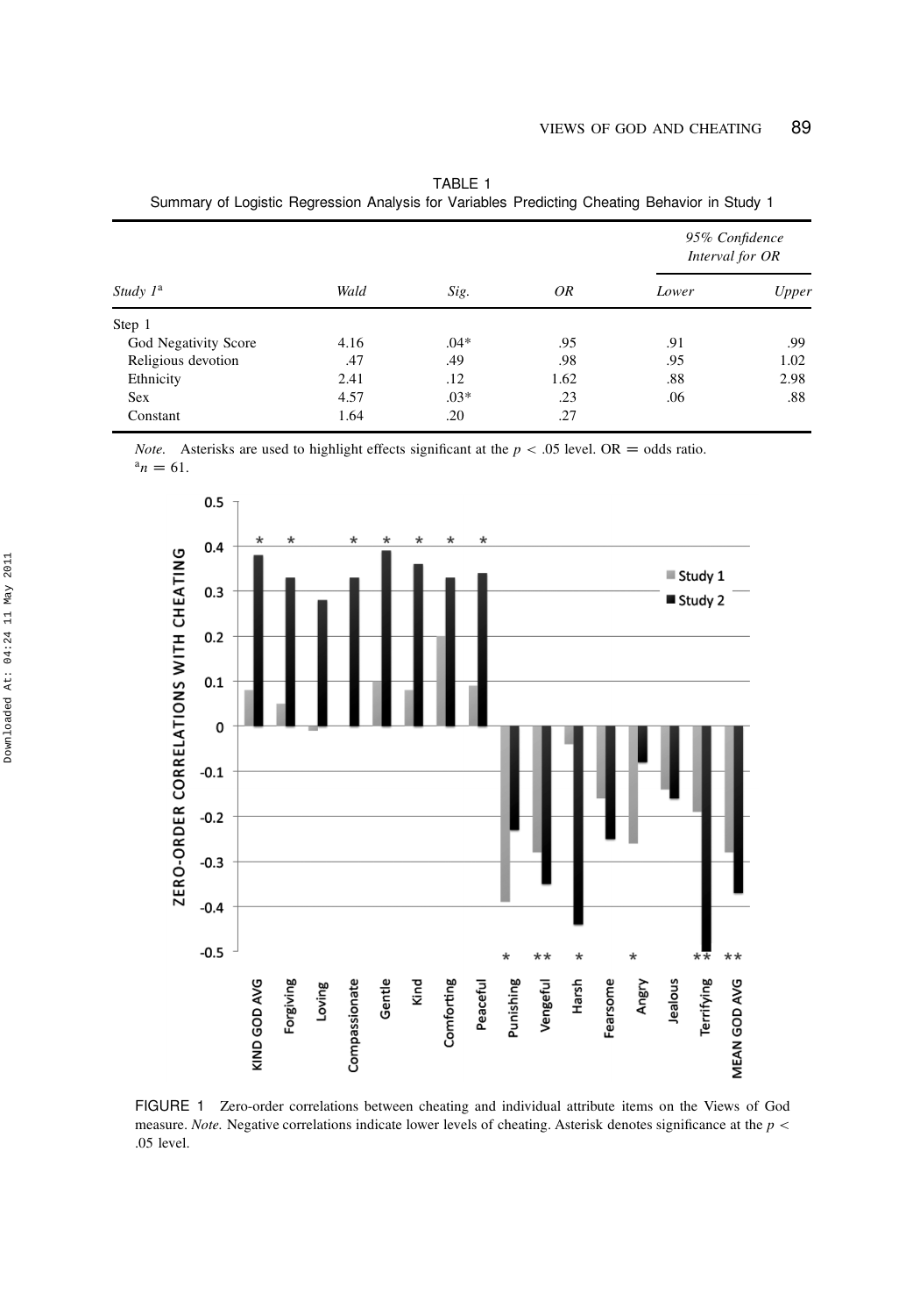TABLE 1
Summary of Logistic Regression Analysis for Variables Predicting Cheating Behavior in Study 1

| | | | | 95% Confidence Interval for OR | |
|---|---|---|---|---|---|
| *Study 1*[a] | *Wald* | *Sig.* | *OR* | *Lower* | *Upper* |
| Step 1 | | | | | |
| God Negativity Score | 4.16 | .04* | .95 | .91 | .99 |
| Religious devotion | .47 | .49 | .98 | .95 | 1.02 |
| Ethnicity | 2.41 | .12 | 1.62 | .88 | 2.98 |
| Sex | 4.57 | .03* | .23 | .06 | .88 |
| Constant | 1.64 | .20 | .27 | | |

*Note.* Asterisks are used to highlight effects significant at the $p < .05$ level. OR = odds ratio.
[a] $n = 61$.

FIGURE 1 Zero-order correlations between cheating and individual attribute items on the Views of God measure. *Note.* Negative correlations indicate lower levels of cheating. Asterisk denotes significance at the $p < .05$ level.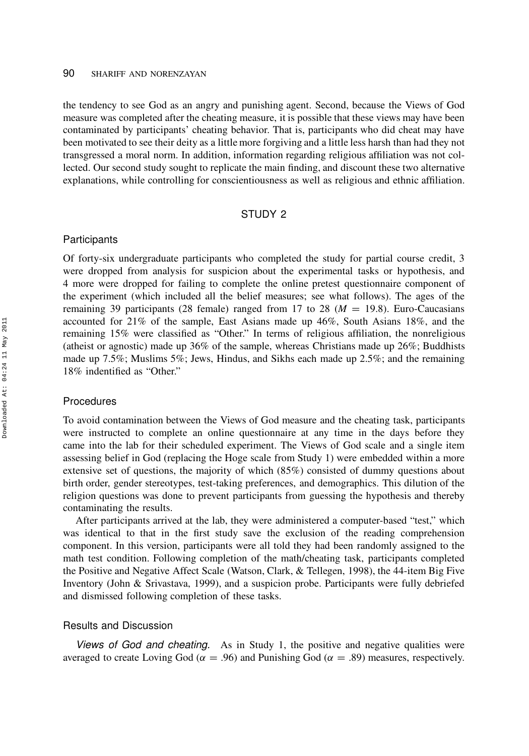the tendency to see God as an angry and punishing agent. Second, because the Views of God measure was completed after the cheating measure, it is possible that these views may have been contaminated by participants' cheating behavior. That is, participants who did cheat may have been motivated to see their deity as a little more forgiving and a little less harsh than had they not transgressed a moral norm. In addition, information regarding religious affiliation was not collected. Our second study sought to replicate the main finding, and discount these two alternative explanations, while controlling for conscientiousness as well as religious and ethnic affiliation.

## STUDY 2

### Participants

Of forty-six undergraduate participants who completed the study for partial course credit, 3 were dropped from analysis for suspicion about the experimental tasks or hypothesis, and 4 more were dropped for failing to complete the online pretest questionnaire component of the experiment (which included all the belief measures; see what follows). The ages of the remaining 39 participants (28 female) ranged from 17 to 28 ($M = 19.8$). Euro-Caucasians accounted for 21% of the sample, East Asians made up 46%, South Asians 18%, and the remaining 15% were classified as "Other." In terms of religious affiliation, the nonreligious (atheist or agnostic) made up 36% of the sample, whereas Christians made up 26%; Buddhists made up 7.5%; Muslims 5%; Jews, Hindus, and Sikhs each made up 2.5%; and the remaining 18% indentified as "Other."

### Procedures

To avoid contamination between the Views of God measure and the cheating task, participants were instructed to complete an online questionnaire at any time in the days before they came into the lab for their scheduled experiment. The Views of God scale and a single item assessing belief in God (replacing the Hoge scale from Study 1) were embedded within a more extensive set of questions, the majority of which (85%) consisted of dummy questions about birth order, gender stereotypes, test-taking preferences, and demographics. This dilution of the religion questions was done to prevent participants from guessing the hypothesis and thereby contaminating the results.

After participants arrived at the lab, they were administered a computer-based "test," which was identical to that in the first study save the exclusion of the reading comprehension component. In this version, participants were all told they had been randomly assigned to the math test condition. Following completion of the math/cheating task, participants completed the Positive and Negative Affect Scale (Watson, Clark, & Tellegen, 1998), the 44-item Big Five Inventory (John & Srivastava, 1999), and a suspicion probe. Participants were fully debriefed and dismissed following completion of these tasks.

### Results and Discussion

*Views of God and cheating.* As in Study 1, the positive and negative qualities were averaged to create Loving God ($\alpha = .96$) and Punishing God ($\alpha = .89$) measures, respectively.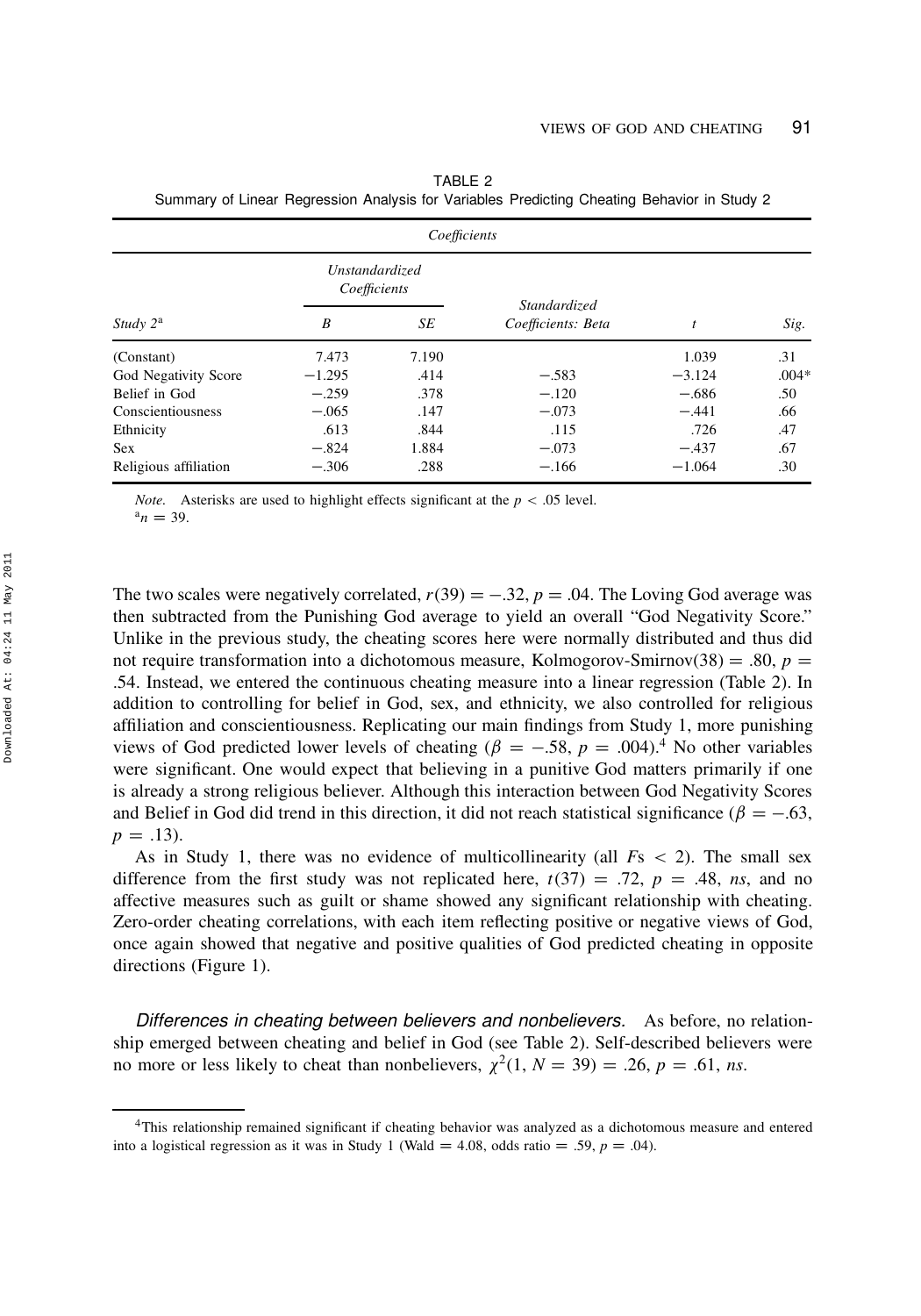TABLE 2
Summary of Linear Regression Analysis for Variables Predicting Cheating Behavior in Study 2

| Coefficients | | | | | |
|---|---|---|---|---|---|
| | Unstandardized Coefficients | | | | |
| Study 2[a] | B | SE | Standardized Coefficients: Beta | t | Sig. |
| (Constant) | 7.473 | 7.190 | | 1.039 | .31 |
| God Negativity Score | −1.295 | .414 | −.583 | −3.124 | .004* |
| Belief in God | −.259 | .378 | −.120 | −.686 | .50 |
| Conscientiousness | −.065 | .147 | −.073 | −.441 | .66 |
| Ethnicity | .613 | .844 | .115 | .726 | .47 |
| Sex | −.824 | 1.884 | −.073 | −.437 | .67 |
| Religious affiliation | −.306 | .288 | −.166 | −1.064 | .30 |

*Note.* Asterisks are used to highlight effects significant at the $p < .05$ level.
[a]$n = 39$.

The two scales were negatively correlated, $r(39) = -.32$, $p = .04$. The Loving God average was then subtracted from the Punishing God average to yield an overall "God Negativity Score." Unlike in the previous study, the cheating scores here were normally distributed and thus did not require transformation into a dichotomous measure, Kolmogorov-Smirnov$(38) = .80$, $p = .54$. Instead, we entered the continuous cheating measure into a linear regression (Table 2). In addition to controlling for belief in God, sex, and ethnicity, we also controlled for religious affiliation and conscientiousness. Replicating our main findings from Study 1, more punishing views of God predicted lower levels of cheating ($\beta = -.58$, $p = .004$).[4] No other variables were significant. One would expect that believing in a punitive God matters primarily if one is already a strong religious believer. Although this interaction between God Negativity Scores and Belief in God did trend in this direction, it did not reach statistical significance ($\beta = -.63$, $p = .13$).

As in Study 1, there was no evidence of multicollinearity (all $F$s $< 2$). The small sex difference from the first study was not replicated here, $t(37) = .72$, $p = .48$, *ns*, and no affective measures such as guilt or shame showed any significant relationship with cheating. Zero-order cheating correlations, with each item reflecting positive or negative views of God, once again showed that negative and positive qualities of God predicted cheating in opposite directions (Figure 1).

*Differences in cheating between believers and nonbelievers.* As before, no relationship emerged between cheating and belief in God (see Table 2). Self-described believers were no more or less likely to cheat than nonbelievers, $\chi^2(1, N = 39) = .26$, $p = .61$, *ns*.

[4]This relationship remained significant if cheating behavior was analyzed as a dichotomous measure and entered into a logistical regression as it was in Study 1 (Wald $= 4.08$, odds ratio $= .59$, $p = .04$).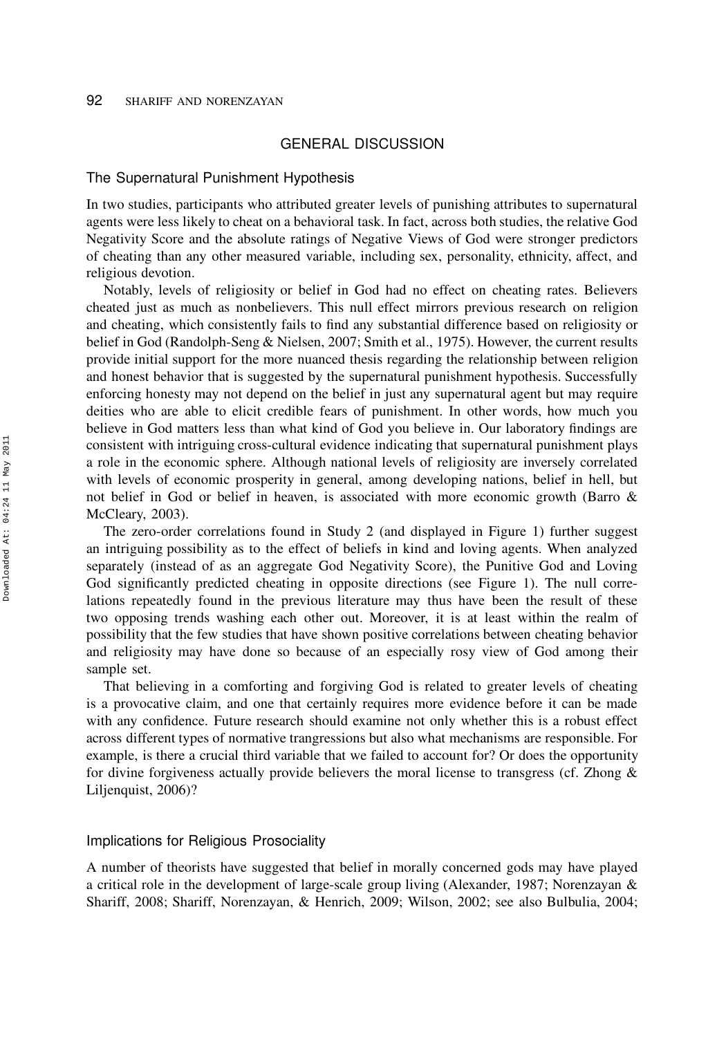# GENERAL DISCUSSION

## The Supernatural Punishment Hypothesis

In two studies, participants who attributed greater levels of punishing attributes to supernatural agents were less likely to cheat on a behavioral task. In fact, across both studies, the relative God Negativity Score and the absolute ratings of Negative Views of God were stronger predictors of cheating than any other measured variable, including sex, personality, ethnicity, affect, and religious devotion.

Notably, levels of religiosity or belief in God had no effect on cheating rates. Believers cheated just as much as nonbelievers. This null effect mirrors previous research on religion and cheating, which consistently fails to find any substantial difference based on religiosity or belief in God (Randolph-Seng & Nielsen, 2007; Smith et al., 1975). However, the current results provide initial support for the more nuanced thesis regarding the relationship between religion and honest behavior that is suggested by the supernatural punishment hypothesis. Successfully enforcing honesty may not depend on the belief in just any supernatural agent but may require deities who are able to elicit credible fears of punishment. In other words, how much you believe in God matters less than what kind of God you believe in. Our laboratory findings are consistent with intriguing cross-cultural evidence indicating that supernatural punishment plays a role in the economic sphere. Although national levels of religiosity are inversely correlated with levels of economic prosperity in general, among developing nations, belief in hell, but not belief in God or belief in heaven, is associated with more economic growth (Barro & McCleary, 2003).

The zero-order correlations found in Study 2 (and displayed in Figure 1) further suggest an intriguing possibility as to the effect of beliefs in kind and loving agents. When analyzed separately (instead of as an aggregate God Negativity Score), the Punitive God and Loving God significantly predicted cheating in opposite directions (see Figure 1). The null correlations repeatedly found in the previous literature may thus have been the result of these two opposing trends washing each other out. Moreover, it is at least within the realm of possibility that the few studies that have shown positive correlations between cheating behavior and religiosity may have done so because of an especially rosy view of God among their sample set.

That believing in a comforting and forgiving God is related to greater levels of cheating is a provocative claim, and one that certainly requires more evidence before it can be made with any confidence. Future research should examine not only whether this is a robust effect across different types of normative trangressions but also what mechanisms are responsible. For example, is there a crucial third variable that we failed to account for? Or does the opportunity for divine forgiveness actually provide believers the moral license to transgress (cf. Zhong & Liljenquist, 2006)?

## Implications for Religious Prosociality

A number of theorists have suggested that belief in morally concerned gods may have played a critical role in the development of large-scale group living (Alexander, 1987; Norenzayan & Shariff, 2008; Shariff, Norenzayan, & Henrich, 2009; Wilson, 2002; see also Bulbulia, 2004;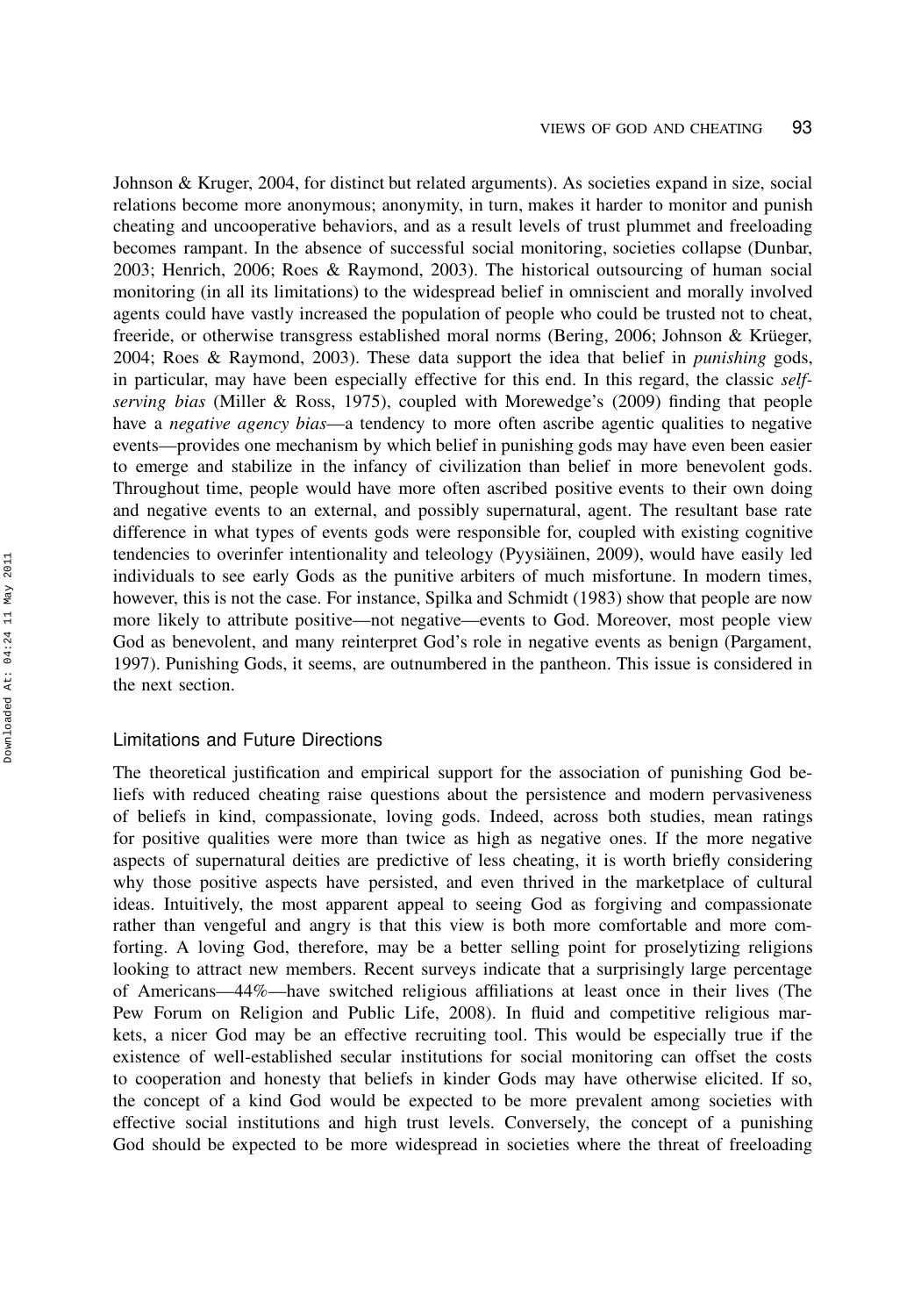Johnson & Kruger, 2004, for distinct but related arguments). As societies expand in size, social relations become more anonymous; anonymity, in turn, makes it harder to monitor and punish cheating and uncooperative behaviors, and as a result levels of trust plummet and freeloading becomes rampant. In the absence of successful social monitoring, societies collapse (Dunbar, 2003; Henrich, 2006; Roes & Raymond, 2003). The historical outsourcing of human social monitoring (in all its limitations) to the widespread belief in omniscient and morally involved agents could have vastly increased the population of people who could be trusted not to cheat, freeride, or otherwise transgress established moral norms (Bering, 2006; Johnson & Krüeger, 2004; Roes & Raymond, 2003). These data support the idea that belief in *punishing* gods, in particular, may have been especially effective for this end. In this regard, the classic *self-serving bias* (Miller & Ross, 1975), coupled with Morewedge's (2009) finding that people have a *negative agency bias*—a tendency to more often ascribe agentic qualities to negative events—provides one mechanism by which belief in punishing gods may have even been easier to emerge and stabilize in the infancy of civilization than belief in more benevolent gods. Throughout time, people would have more often ascribed positive events to their own doing and negative events to an external, and possibly supernatural, agent. The resultant base rate difference in what types of events gods were responsible for, coupled with existing cognitive tendencies to overinfer intentionality and teleology (Pyysiäinen, 2009), would have easily led individuals to see early Gods as the punitive arbiters of much misfortune. In modern times, however, this is not the case. For instance, Spilka and Schmidt (1983) show that people are now more likely to attribute positive—not negative—events to God. Moreover, most people view God as benevolent, and many reinterpret God's role in negative events as benign (Pargament, 1997). Punishing Gods, it seems, are outnumbered in the pantheon. This issue is considered in the next section.

## Limitations and Future Directions

The theoretical justification and empirical support for the association of punishing God beliefs with reduced cheating raise questions about the persistence and modern pervasiveness of beliefs in kind, compassionate, loving gods. Indeed, across both studies, mean ratings for positive qualities were more than twice as high as negative ones. If the more negative aspects of supernatural deities are predictive of less cheating, it is worth briefly considering why those positive aspects have persisted, and even thrived in the marketplace of cultural ideas. Intuitively, the most apparent appeal to seeing God as forgiving and compassionate rather than vengeful and angry is that this view is both more comfortable and more comforting. A loving God, therefore, may be a better selling point for proselytizing religions looking to attract new members. Recent surveys indicate that a surprisingly large percentage of Americans—44%—have switched religious affiliations at least once in their lives (The Pew Forum on Religion and Public Life, 2008). In fluid and competitive religious markets, a nicer God may be an effective recruiting tool. This would be especially true if the existence of well-established secular institutions for social monitoring can offset the costs to cooperation and honesty that beliefs in kinder Gods may have otherwise elicited. If so, the concept of a kind God would be expected to be more prevalent among societies with effective social institutions and high trust levels. Conversely, the concept of a punishing God should be expected to be more widespread in societies where the threat of freeloading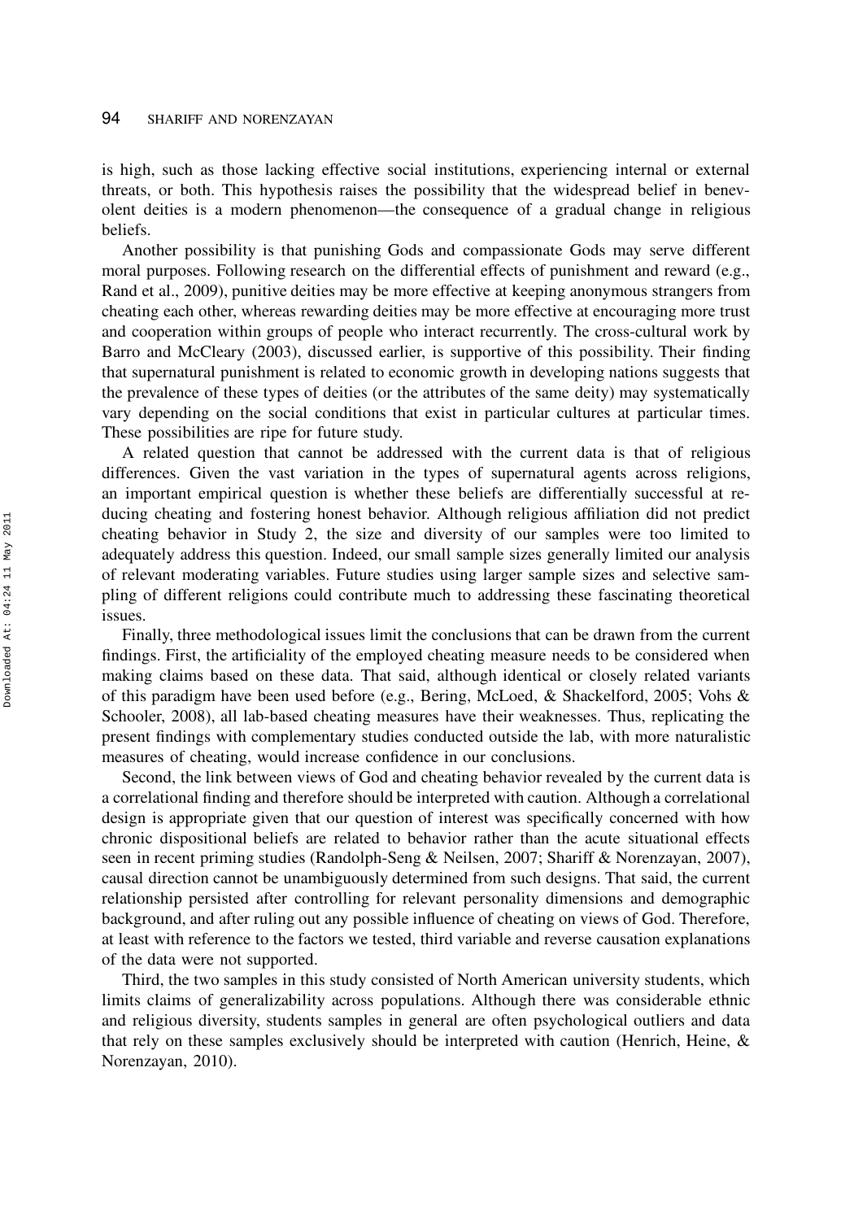is high, such as those lacking effective social institutions, experiencing internal or external threats, or both. This hypothesis raises the possibility that the widespread belief in benevolent deities is a modern phenomenon—the consequence of a gradual change in religious beliefs.

Another possibility is that punishing Gods and compassionate Gods may serve different moral purposes. Following research on the differential effects of punishment and reward (e.g., Rand et al., 2009), punitive deities may be more effective at keeping anonymous strangers from cheating each other, whereas rewarding deities may be more effective at encouraging more trust and cooperation within groups of people who interact recurrently. The cross-cultural work by Barro and McCleary (2003), discussed earlier, is supportive of this possibility. Their finding that supernatural punishment is related to economic growth in developing nations suggests that the prevalence of these types of deities (or the attributes of the same deity) may systematically vary depending on the social conditions that exist in particular cultures at particular times. These possibilities are ripe for future study.

A related question that cannot be addressed with the current data is that of religious differences. Given the vast variation in the types of supernatural agents across religions, an important empirical question is whether these beliefs are differentially successful at reducing cheating and fostering honest behavior. Although religious affiliation did not predict cheating behavior in Study 2, the size and diversity of our samples were too limited to adequately address this question. Indeed, our small sample sizes generally limited our analysis of relevant moderating variables. Future studies using larger sample sizes and selective sampling of different religions could contribute much to addressing these fascinating theoretical issues.

Finally, three methodological issues limit the conclusions that can be drawn from the current findings. First, the artificiality of the employed cheating measure needs to be considered when making claims based on these data. That said, although identical or closely related variants of this paradigm have been used before (e.g., Bering, McLoed, & Shackelford, 2005; Vohs & Schooler, 2008), all lab-based cheating measures have their weaknesses. Thus, replicating the present findings with complementary studies conducted outside the lab, with more naturalistic measures of cheating, would increase confidence in our conclusions.

Second, the link between views of God and cheating behavior revealed by the current data is a correlational finding and therefore should be interpreted with caution. Although a correlational design is appropriate given that our question of interest was specifically concerned with how chronic dispositional beliefs are related to behavior rather than the acute situational effects seen in recent priming studies (Randolph-Seng & Neilsen, 2007; Shariff & Norenzayan, 2007), causal direction cannot be unambiguously determined from such designs. That said, the current relationship persisted after controlling for relevant personality dimensions and demographic background, and after ruling out any possible influence of cheating on views of God. Therefore, at least with reference to the factors we tested, third variable and reverse causation explanations of the data were not supported.

Third, the two samples in this study consisted of North American university students, which limits claims of generalizability across populations. Although there was considerable ethnic and religious diversity, students samples in general are often psychological outliers and data that rely on these samples exclusively should be interpreted with caution (Henrich, Heine, & Norenzayan, 2010).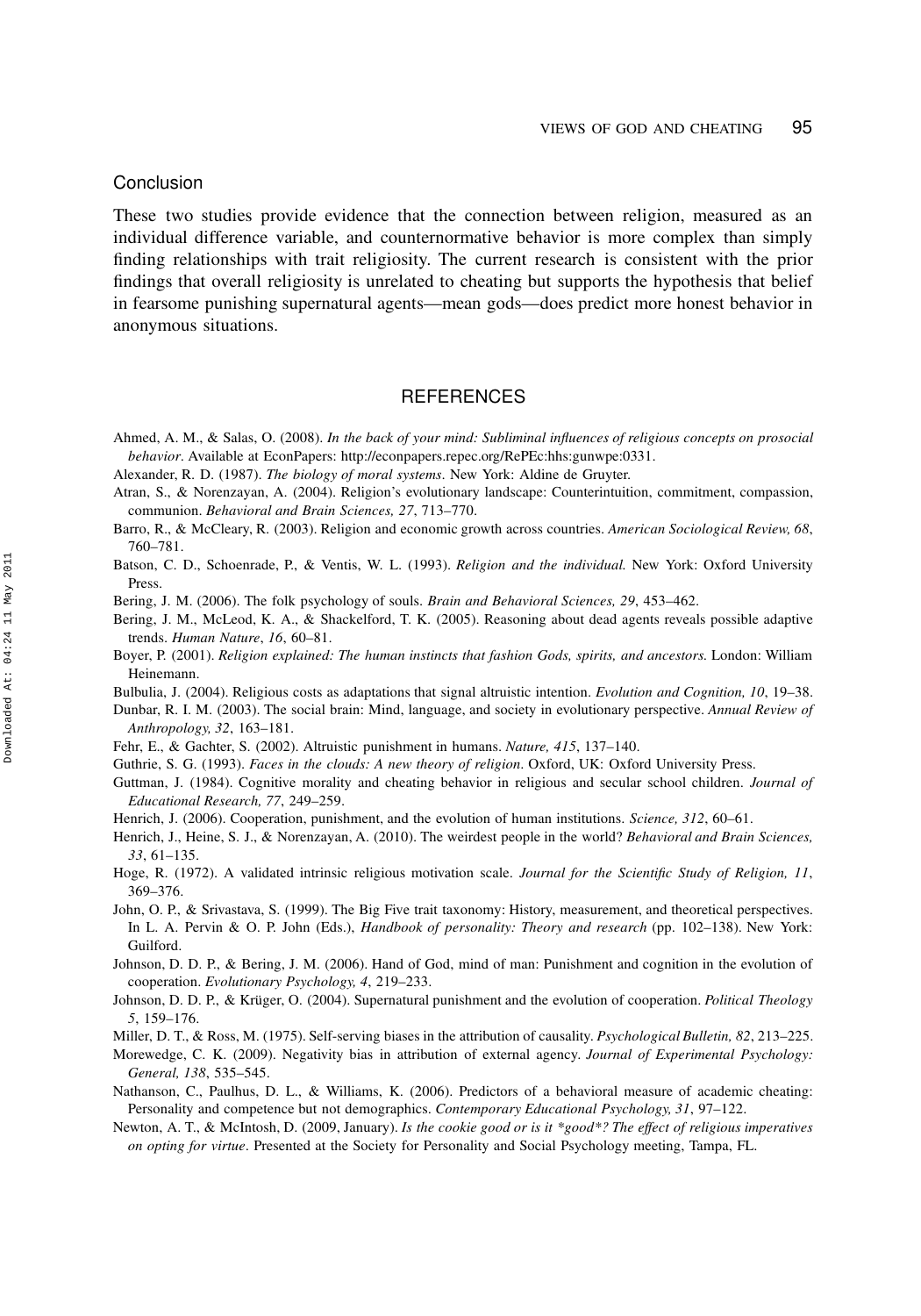## Conclusion

These two studies provide evidence that the connection between religion, measured as an individual difference variable, and counternormative behavior is more complex than simply finding relationships with trait religiosity. The current research is consistent with the prior findings that overall religiosity is unrelated to cheating but supports the hypothesis that belief in fearsome punishing supernatural agents—mean gods—does predict more honest behavior in anonymous situations.

## REFERENCES

Ahmed, A. M., & Salas, O. (2008). *In the back of your mind: Subliminal influences of religious concepts on prosocial behavior*. Available at EconPapers: http://econpapers.repec.org/RePEc:hhs:gunwpe:0331.

Alexander, R. D. (1987). *The biology of moral systems*. New York: Aldine de Gruyter.

Atran, S., & Norenzayan, A. (2004). Religion's evolutionary landscape: Counterintuition, commitment, compassion, communion. *Behavioral and Brain Sciences, 27*, 713–770.

Barro, R., & McCleary, R. (2003). Religion and economic growth across countries. *American Sociological Review, 68*, 760–781.

Batson, C. D., Schoenrade, P., & Ventis, W. L. (1993). *Religion and the individual.* New York: Oxford University Press.

Bering, J. M. (2006). The folk psychology of souls. *Brain and Behavioral Sciences, 29*, 453–462.

Bering, J. M., McLeod, K. A., & Shackelford, T. K. (2005). Reasoning about dead agents reveals possible adaptive trends. *Human Nature*, *16*, 60–81.

Boyer, P. (2001). *Religion explained: The human instincts that fashion Gods, spirits, and ancestors.* London: William Heinemann.

Bulbulia, J. (2004). Religious costs as adaptations that signal altruistic intention. *Evolution and Cognition, 10*, 19–38.

Dunbar, R. I. M. (2003). The social brain: Mind, language, and society in evolutionary perspective. *Annual Review of Anthropology, 32*, 163–181.

Fehr, E., & Gachter, S. (2002). Altruistic punishment in humans. *Nature, 415*, 137–140.

Guthrie, S. G. (1993). *Faces in the clouds: A new theory of religion*. Oxford, UK: Oxford University Press.

Guttman, J. (1984). Cognitive morality and cheating behavior in religious and secular school children. *Journal of Educational Research, 77*, 249–259.

Henrich, J. (2006). Cooperation, punishment, and the evolution of human institutions. *Science, 312*, 60–61.

Henrich, J., Heine, S. J., & Norenzayan, A. (2010). The weirdest people in the world? *Behavioral and Brain Sciences, 33*, 61–135.

Hoge, R. (1972). A validated intrinsic religious motivation scale. *Journal for the Scientific Study of Religion, 11*, 369–376.

John, O. P., & Srivastava, S. (1999). The Big Five trait taxonomy: History, measurement, and theoretical perspectives. In L. A. Pervin & O. P. John (Eds.), *Handbook of personality: Theory and research* (pp. 102–138). New York: Guilford.

Johnson, D. D. P., & Bering, J. M. (2006). Hand of God, mind of man: Punishment and cognition in the evolution of cooperation. *Evolutionary Psychology, 4*, 219–233.

Johnson, D. D. P., & Krüger, O. (2004). Supernatural punishment and the evolution of cooperation. *Political Theology 5*, 159–176.

Miller, D. T., & Ross, M. (1975). Self-serving biases in the attribution of causality. *Psychological Bulletin, 82*, 213–225.

Morewedge, C. K. (2009). Negativity bias in attribution of external agency. *Journal of Experimental Psychology: General, 138*, 535–545.

Nathanson, C., Paulhus, D. L., & Williams, K. (2006). Predictors of a behavioral measure of academic cheating: Personality and competence but not demographics. *Contemporary Educational Psychology, 31*, 97–122.

Newton, A. T., & McIntosh, D. (2009, January). *Is the cookie good or is it *good*? The effect of religious imperatives on opting for virtue*. Presented at the Society for Personality and Social Psychology meeting, Tampa, FL.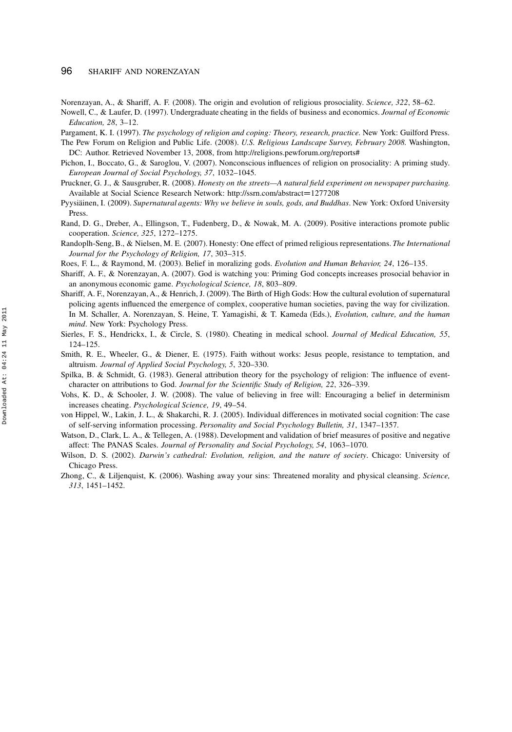Norenzayan, A., & Shariff, A. F. (2008). The origin and evolution of religious prosociality. *Science, 322*, 58–62.

Nowell, C., & Laufer, D. (1997). Undergraduate cheating in the fields of business and economics. *Journal of Economic Education, 28*, 3–12.

Pargament, K. I. (1997). *The psychology of religion and coping: Theory, research, practice*. New York: Guilford Press.

The Pew Forum on Religion and Public Life. (2008). *U.S. Religious Landscape Survey, February 2008.* Washington, DC: Author. Retrieved November 13, 2008, from http://religions.pewforum.org/reports#

Pichon, I., Boccato, G., & Saroglou, V. (2007). Nonconscious influences of religion on prosociality: A priming study. *European Journal of Social Psychology, 37*, 1032–1045.

Pruckner, G. J., & Sausgruber, R. (2008). *Honesty on the streets—A natural field experiment on newspaper purchasing.* Available at Social Science Research Network: http://ssrn.com/abstract=1277208

Pyysiäinen, I. (2009). *Supernatural agents: Why we believe in souls, gods, and Buddhas*. New York: Oxford University Press.

Rand, D. G., Dreber, A., Ellingson, T., Fudenberg, D., & Nowak, M. A. (2009). Positive interactions promote public cooperation. *Science, 325*, 1272–1275.

Randoplh-Seng, B., & Nielsen, M. E. (2007). Honesty: One effect of primed religious representations. *The International Journal for the Psychology of Religion, 17*, 303–315.

Roes, F. L., & Raymond, M. (2003). Belief in moralizing gods. *Evolution and Human Behavior, 24*, 126–135.

Shariff, A. F., & Norenzayan, A. (2007). God is watching you: Priming God concepts increases prosocial behavior in an anonymous economic game. *Psychological Science, 18*, 803–809.

Shariff, A. F., Norenzayan, A., & Henrich, J. (2009). The Birth of High Gods: How the cultural evolution of supernatural policing agents influenced the emergence of complex, cooperative human societies, paving the way for civilization. In M. Schaller, A. Norenzayan, S. Heine, T. Yamagishi, & T. Kameda (Eds.), *Evolution, culture, and the human mind*. New York: Psychology Press.

Sierles, F. S., Hendrickx, I., & Circle, S. (1980). Cheating in medical school. *Journal of Medical Education, 55*, 124–125.

Smith, R. E., Wheeler, G., & Diener, E. (1975). Faith without works: Jesus people, resistance to temptation, and altruism. *Journal of Applied Social Psychology, 5*, 320–330.

Spilka, B. & Schmidt, G. (1983). General attribution theory for the psychology of religion: The influence of event-character on attributions to God. *Journal for the Scientific Study of Religion, 22*, 326–339.

Vohs, K. D., & Schooler, J. W. (2008). The value of believing in free will: Encouraging a belief in determinism increases cheating. *Psychological Science, 19*, 49–54.

von Hippel, W., Lakin, J. L., & Shakarchi, R. J. (2005). Individual differences in motivated social cognition: The case of self-serving information processing. *Personality and Social Psychology Bulletin, 31*, 1347–1357.

Watson, D., Clark, L. A., & Tellegen, A. (1988). Development and validation of brief measures of positive and negative affect: The PANAS Scales. *Journal of Personality and Social Psychology, 54*, 1063–1070.

Wilson, D. S. (2002). *Darwin's cathedral: Evolution, religion, and the nature of society*. Chicago: University of Chicago Press.

Zhong, C., & Liljenquist, K. (2006). Washing away your sins: Threatened morality and physical cleansing. *Science, 313*, 1451–1452.